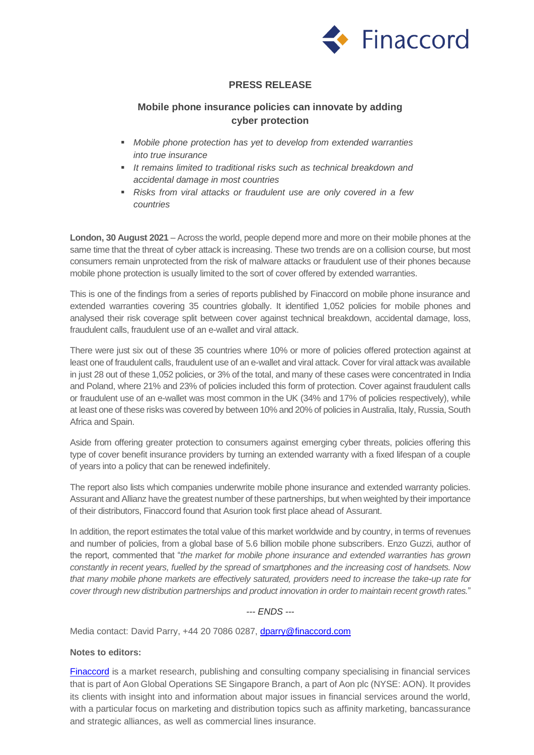Finaccord

**PRESS RELEASE**

## Mobile phone insurance policies can innovate by adding cyber protection

- *Mobile phone protection has yet to develop from extended warranties into true insurance*
- *It remains limited to traditional risks such as technical breakdown and accidental damage in most countries*
- *Risks from viral attacks or fraudulent use are only covered in a few countries*

**London, 30 August 2021** – Across the world, people depend more and more on their mobile phones at the same time that the threat of cyber attack is increasing. These two trends are on a collision course, but most consumers remain unprotected from the risk of malware attacks or fraudulent use of their phones because mobile phone protection is usually limited to the sort of cover offered by extended warranties.

This is one of the findings from a series of reports published by Finaccord on mobile phone insurance and extended warranties covering 35 countries globally. It identified 1,052 policies for mobile phones and analysed their risk coverage split between cover against technical breakdown, accidental damage, loss, fraudulent calls, fraudulent use of an e-wallet and viral attack.

There were just six out of these 35 countries where 10% or more of policies offered protection against at least one of fraudulent calls, fraudulent use of an e-wallet and viral attack. Cover for viral attack was available in just 28 out of these 1,052 policies, or 3% of the total, and many of these cases were concentrated in India and Poland, where 21% and 23% of policies included this form of protection. Cover against fraudulent calls or fraudulent use of an e-wallet was most common in the UK (34% and 17% of policies respectively), while at least one of these risks was covered by between 10% and 20% of policies in Australia, Italy, Russia, South Africa and Spain.

Aside from offering greater protection to consumers against emerging cyber threats, policies offering this type of cover benefit insurance providers by turning an extended warranty with a fixed lifespan of a couple of years into a policy that can be renewed indefinitely.

The report also lists which companies underwrite mobile phone insurance and extended warranty policies. Assurant and Allianz have the greatest number of these partnerships, but when weighted by their importance of their distributors, Finaccord found that Asurion took first place ahead of Assurant.

In addition, the report estimates the total value of this market worldwide and by country, in terms of revenues and number of policies, from a global base of 5.6 billion mobile phone subscribers. Enzo Guzzi, author of the report, commented that "*the market for mobile phone insurance and extended warranties has grown constantly in recent years, fuelled by the spread of smartphones and the increasing cost of handsets. Now that many mobile phone markets are effectively saturated, providers need to increase the take-up rate for cover through new distribution partnerships and product innovation in order to maintain recent growth rates.*"

*--- ENDS ---*

Media contact: David Parry, +44 20 7086 0287, dparry@finaccord.com

**Notes to editors:**

Finaccord is a market research, publishing and consulting company specialising in financial services that is part of Aon Global Operations SE Singapore Branch, a part of Aon plc (NYSE: AON). It provides its clients with insight into and information about major issues in financial services around the world, with a particular focus on marketing and distribution topics such as affinity marketing, bancassurance and strategic alliances, as well as commercial lines insurance.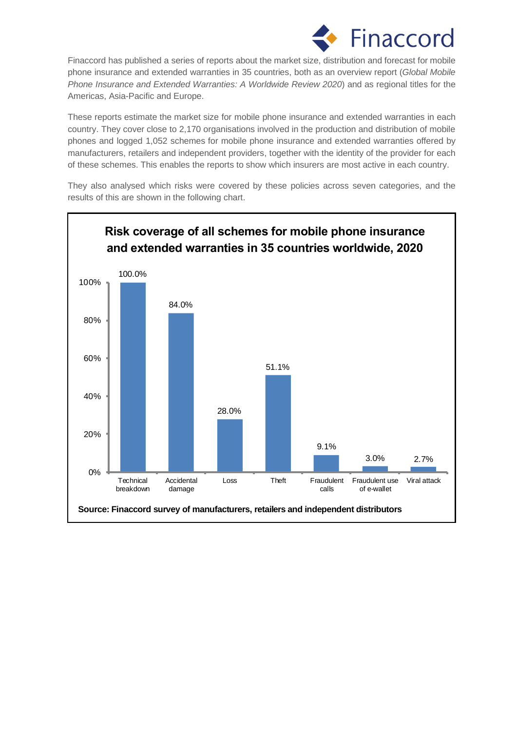Finaccord has published a series of reports about the market size, distribution and forecast for mobile phone insurance and extended warranties in 35 countries, both as an overview report (*Global Mobile Phone Insurance and Extended Warranties: A Worldwide Review 2020*) and as regional titles for the Americas, Asia-Pacific and Europe.

These reports estimate the market size for mobile phone insurance and extended warranties in each country. They cover close to 2,170 organisations involved in the production and distribution of mobile phones and logged 1,052 schemes for mobile phone insurance and extended warranties offered by manufacturers, retailers and independent providers, together with the identity of the provider for each of these schemes. This enables the reports to show which insurers are most active in each country.

They also analysed which risks were covered by these policies across seven categories, and the results of this are shown in the following chart.

**Risk coverage of all schemes for mobile phone insurance and extended warranties in 35 countries worldwide, 2020**

100%
80%
60%
40%
20%
0%

Technical breakdown: 100.0%
Accidental damage: 84.0%
Loss: 28.0%
Theft: 51.1%
Fraudulent calls: 9.1%
Fraudulent use of e-wallet: 3.0%
Viral attack: 2.7%

**Source: Finaccord survey of manufacturers, retailers and independent distributors**